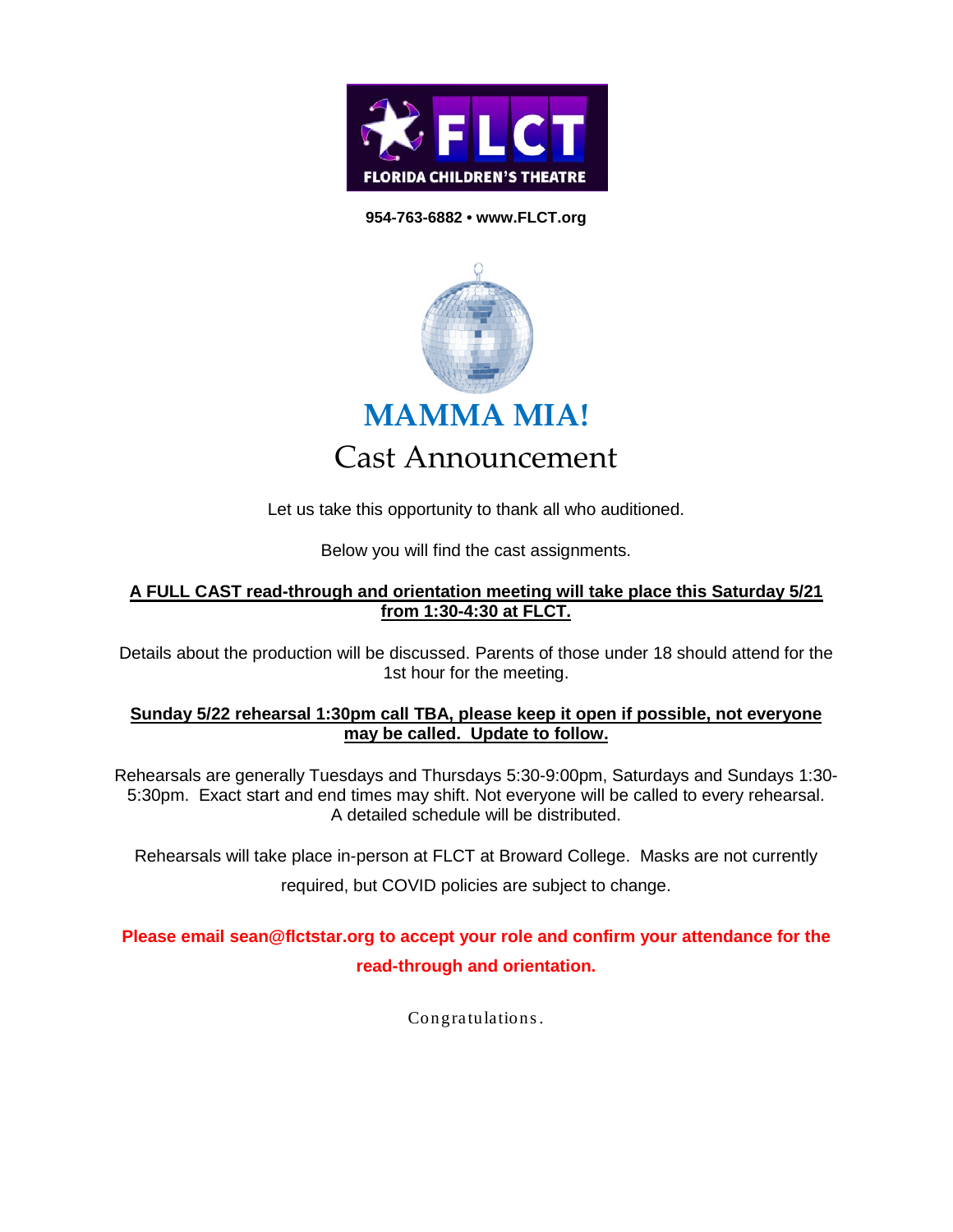FLCT
FLORIDA CHILDREN'S THEATRE

**954-763-6882 • www.FLCT.org**

# MAMMA MIA!

## Cast Announcement

Let us take this opportunity to thank all who auditioned.

Below you will find the cast assignments.

**A FULL CAST read-through and orientation meeting will take place this Saturday 5/21 from 1:30-4:30 at FLCT.**

Details about the production will be discussed. Parents of those under 18 should attend for the 1st hour for the meeting.

**Sunday 5/22 rehearsal 1:30pm call TBA, please keep it open if possible, not everyone may be called. Update to follow.**

Rehearsals are generally Tuesdays and Thursdays 5:30-9:00pm, Saturdays and Sundays 1:30-5:30pm. Exact start and end times may shift. Not everyone will be called to every rehearsal. A detailed schedule will be distributed.

Rehearsals will take place in-person at FLCT at Broward College. Masks are not currently required, but COVID policies are subject to change.

**Please email sean@flctstar.org to accept your role and confirm your attendance for the read-through and orientation.**

Congratulations.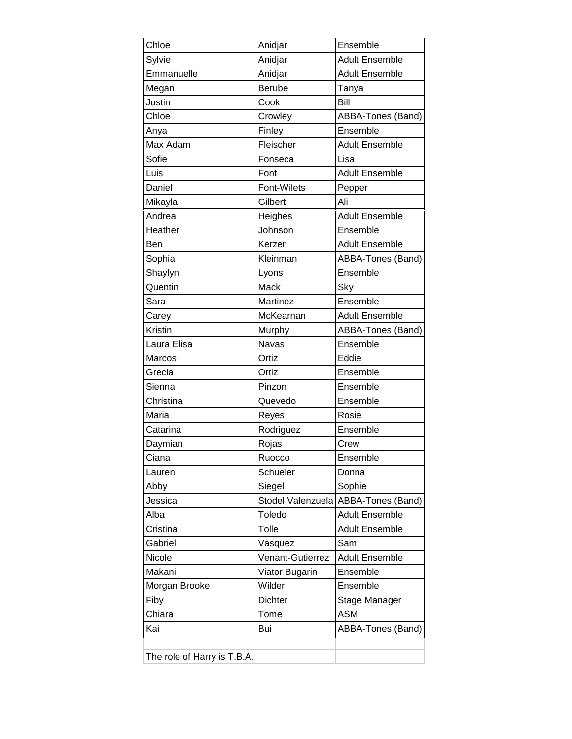| | | |
|---|---|---|
| Chloe | Anidjar | Ensemble |
| Sylvie | Anidjar | Adult Ensemble |
| Emmanuelle | Anidjar | Adult Ensemble |
| Megan | Berube | Tanya |
| Justin | Cook | Bill |
| Chloe | Crowley | ABBA-Tones (Band) |
| Anya | Finley | Ensemble |
| Max Adam | Fleischer | Adult Ensemble |
| Sofie | Fonseca | Lisa |
| Luis | Font | Adult Ensemble |
| Daniel | Font-Wilets | Pepper |
| Mikayla | Gilbert | Ali |
| Andrea | Heighes | Adult Ensemble |
| Heather | Johnson | Ensemble |
| Ben | Kerzer | Adult Ensemble |
| Sophia | Kleinman | ABBA-Tones (Band) |
| Shaylyn | Lyons | Ensemble |
| Quentin | Mack | Sky |
| Sara | Martinez | Ensemble |
| Carey | McKearnan | Adult Ensemble |
| Kristin | Murphy | ABBA-Tones (Band) |
| Laura Elisa | Navas | Ensemble |
| Marcos | Ortiz | Eddie |
| Grecia | Ortiz | Ensemble |
| Sienna | Pinzon | Ensemble |
| Christina | Quevedo | Ensemble |
| Maria | Reyes | Rosie |
| Catarina | Rodriguez | Ensemble |
| Daymian | Rojas | Crew |
| Ciana | Ruocco | Ensemble |
| Lauren | Schueler | Donna |
| Abby | Siegel | Sophie |
| Jessica | Stodel Valenzuela | ABBA-Tones (Band) |
| Alba | Toledo | Adult Ensemble |
| Cristina | Tolle | Adult Ensemble |
| Gabriel | Vasquez | Sam |
| Nicole | Venant-Gutierrez | Adult Ensemble |
| Makani | Viator Bugarin | Ensemble |
| Morgan Brooke | Wilder | Ensemble |
| Fiby | Dichter | Stage Manager |
| Chiara | Tome | ASM |
| Kai | Bui | ABBA-Tones (Band) |
| | | |
| The role of Harry is T.B.A. | | |